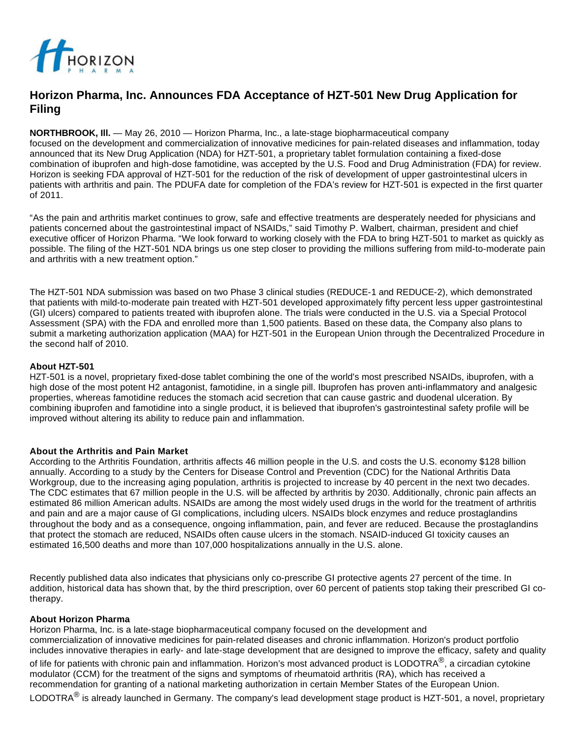# Horizon Pharma, Inc. Announces FDA Acceptance of HZT-501 New Drug Application for Filing

**NORTHBROOK, Ill.** — May 26, 2010 — Horizon Pharma, Inc., a late-stage biopharmaceutical company focused on the development and commercialization of innovative medicines for pain-related diseases and inflammation, today announced that its New Drug Application (NDA) for HZT-501, a proprietary tablet formulation containing a fixed-dose combination of ibuprofen and high-dose famotidine, was accepted by the U.S. Food and Drug Administration (FDA) for review. Horizon is seeking FDA approval of HZT-501 for the reduction of the risk of development of upper gastrointestinal ulcers in patients with arthritis and pain. The PDUFA date for completion of the FDA's review for HZT-501 is expected in the first quarter of 2011.

"As the pain and arthritis market continues to grow, safe and effective treatments are desperately needed for physicians and patients concerned about the gastrointestinal impact of NSAIDs," said Timothy P. Walbert, chairman, president and chief executive officer of Horizon Pharma. "We look forward to working closely with the FDA to bring HZT-501 to market as quickly as possible. The filing of the HZT-501 NDA brings us one step closer to providing the millions suffering from mild-to-moderate pain and arthritis with a new treatment option."

The HZT-501 NDA submission was based on two Phase 3 clinical studies (REDUCE-1 and REDUCE-2), which demonstrated that patients with mild-to-moderate pain treated with HZT-501 developed approximately fifty percent less upper gastrointestinal (GI) ulcers) compared to patients treated with ibuprofen alone. The trials were conducted in the U.S. via a Special Protocol Assessment (SPA) with the FDA and enrolled more than 1,500 patients. Based on these data, the Company also plans to submit a marketing authorization application (MAA) for HZT-501 in the European Union through the Decentralized Procedure in the second half of 2010.

**About HZT-501**

HZT-501 is a novel, proprietary fixed-dose tablet combining the one of the world's most prescribed NSAIDs, ibuprofen, with a high dose of the most potent H2 antagonist, famotidine, in a single pill. Ibuprofen has proven anti-inflammatory and analgesic properties, whereas famotidine reduces the stomach acid secretion that can cause gastric and duodenal ulceration. By combining ibuprofen and famotidine into a single product, it is believed that ibuprofen's gastrointestinal safety profile will be improved without altering its ability to reduce pain and inflammation.

**About the Arthritis and Pain Market**

According to the Arthritis Foundation, arthritis affects 46 million people in the U.S. and costs the U.S. economy $128 billion annually. According to a study by the Centers for Disease Control and Prevention (CDC) for the National Arthritis Data Workgroup, due to the increasing aging population, arthritis is projected to increase by 40 percent in the next two decades. The CDC estimates that 67 million people in the U.S. will be affected by arthritis by 2030. Additionally, chronic pain affects an estimated 86 million American adults. NSAIDs are among the most widely used drugs in the world for the treatment of arthritis and pain and are a major cause of GI complications, including ulcers. NSAIDs block enzymes and reduce prostaglandins throughout the body and as a consequence, ongoing inflammation, pain, and fever are reduced. Because the prostaglandins that protect the stomach are reduced, NSAIDs often cause ulcers in the stomach. NSAID-induced GI toxicity causes an estimated 16,500 deaths and more than 107,000 hospitalizations annually in the U.S. alone.

Recently published data also indicates that physicians only co-prescribe GI protective agents 27 percent of the time. In addition, historical data has shown that, by the third prescription, over 60 percent of patients stop taking their prescribed GI co-therapy.

**About Horizon Pharma**

Horizon Pharma, Inc. is a late-stage biopharmaceutical company focused on the development and commercialization of innovative medicines for pain-related diseases and chronic inflammation. Horizon's product portfolio includes innovative therapies in early- and late-stage development that are designed to improve the efficacy, safety and quality of life for patients with chronic pain and inflammation. Horizon's most advanced product is LODOTRA®, a circadian cytokine modulator (CCM) for the treatment of the signs and symptoms of rheumatoid arthritis (RA), which has received a recommendation for granting of a national marketing authorization in certain Member States of the European Union. LODOTRA® is already launched in Germany. The company's lead development stage product is HZT-501, a novel, proprietary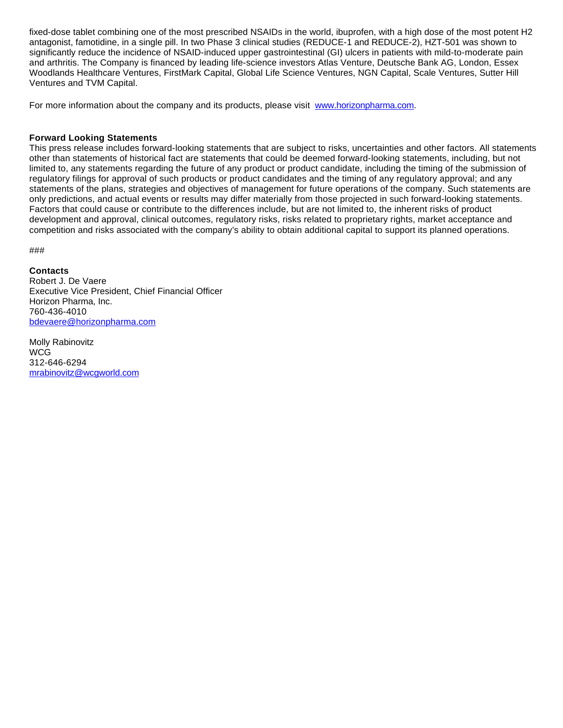fixed-dose tablet combining one of the most prescribed NSAIDs in the world, ibuprofen, with a high dose of the most potent H2 antagonist, famotidine, in a single pill. In two Phase 3 clinical studies (REDUCE-1 and REDUCE-2), HZT-501 was shown to significantly reduce the incidence of NSAID-induced upper gastrointestinal (GI) ulcers in patients with mild-to-moderate pain and arthritis. The Company is financed by leading life-science investors Atlas Venture, Deutsche Bank AG, London, Essex Woodlands Healthcare Ventures, FirstMark Capital, Global Life Science Ventures, NGN Capital, Scale Ventures, Sutter Hill Ventures and TVM Capital.

For more information about the company and its products, please visit [www.horizonpharma.com](http://www.horizonpharma.com).

**Forward Looking Statements**

This press release includes forward-looking statements that are subject to risks, uncertainties and other factors. All statements other than statements of historical fact are statements that could be deemed forward-looking statements, including, but not limited to, any statements regarding the future of any product or product candidate, including the timing of the submission of regulatory filings for approval of such products or product candidates and the timing of any regulatory approval; and any statements of the plans, strategies and objectives of management for future operations of the company. Such statements are only predictions, and actual events or results may differ materially from those projected in such forward-looking statements. Factors that could cause or contribute to the differences include, but are not limited to, the inherent risks of product development and approval, clinical outcomes, regulatory risks, risks related to proprietary rights, market acceptance and competition and risks associated with the company's ability to obtain additional capital to support its planned operations.

###

**Contacts**

Robert J. De Vaere
Executive Vice President, Chief Financial Officer
Horizon Pharma, Inc.
760-436-4010
bdevaere@horizonpharma.com

Molly Rabinovitz
WCG
312-646-6294
mrabinovitz@wcgworld.com